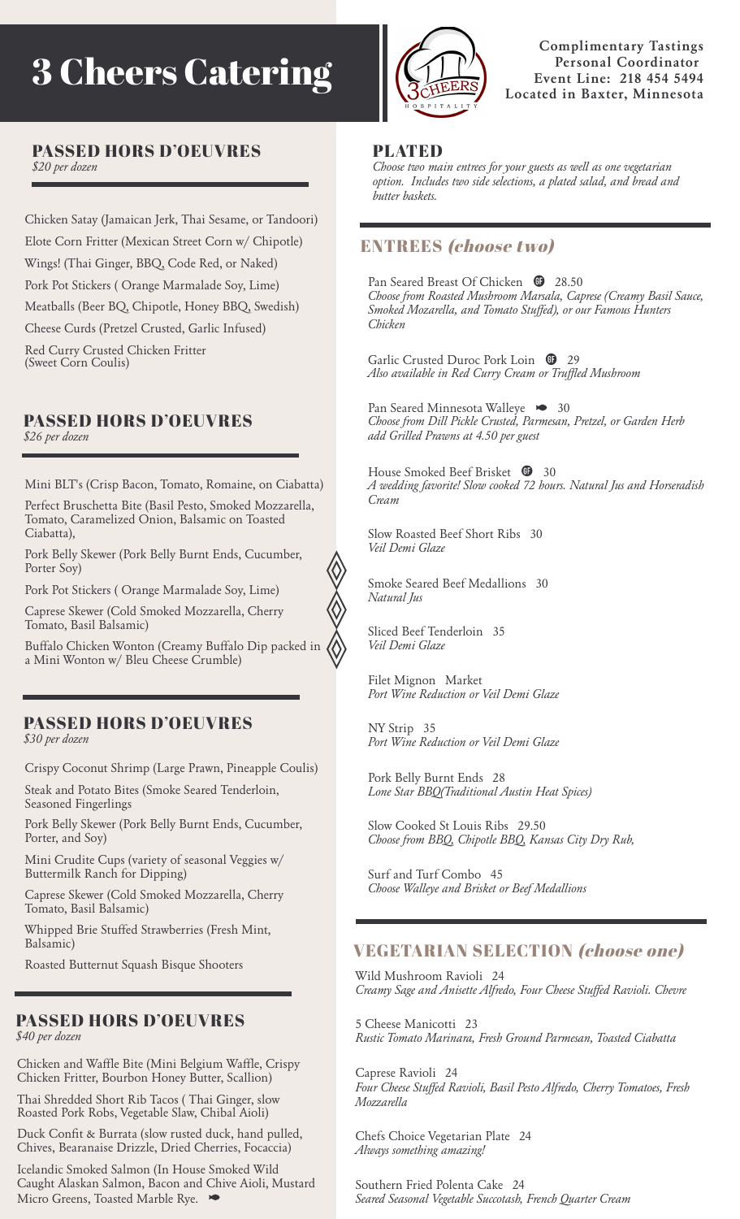# 3 Cheers Catering

**Complimentary Tastings**
**Personal Coordinator**
**Event Line: 218 454 5494**
**Located in Baxter, Minnesota**

## PASSED HORS D'OEUVRES
*$20 per dozen*

Chicken Satay (Jamaican Jerk, Thai Sesame, or Tandoori)

Elote Corn Fritter (Mexican Street Corn w/ Chipotle)

Wings! (Thai Ginger, BBQ, Code Red, or Naked)

Pork Pot Stickers ( Orange Marmalade Soy, Lime)

Meatballs (Beer BQ, Chipotle, Honey BBQ, Swedish)

Cheese Curds (Pretzel Crusted, Garlic Infused)

Red Curry Crusted Chicken Fritter (Sweet Corn Coulis)

## PASSED HORS D'OEUVRES
*$26 per dozen*

Mini BLT's (Crisp Bacon, Tomato, Romaine, on Ciabatta)

Perfect Bruschetta Bite (Basil Pesto, Smoked Mozzarella, Tomato, Caramelized Onion, Balsamic on Toasted Ciabatta),

Pork Belly Skewer (Pork Belly Burnt Ends, Cucumber, Porter Soy)

Pork Pot Stickers ( Orange Marmalade Soy, Lime)

Caprese Skewer (Cold Smoked Mozzarella, Cherry Tomato, Basil Balsamic)

Buffalo Chicken Wonton (Creamy Buffalo Dip packed in a Mini Wonton w/ Bleu Cheese Crumble)

## PASSED HORS D'OEUVRES
*$30 per dozen*

Crispy Coconut Shrimp (Large Prawn, Pineapple Coulis)

Steak and Potato Bites (Smoke Seared Tenderloin, Seasoned Fingerlings

Pork Belly Skewer (Pork Belly Burnt Ends, Cucumber, Porter, and Soy)

Mini Crudite Cups (variety of seasonal Veggies w/ Buttermilk Ranch for Dipping)

Caprese Skewer (Cold Smoked Mozzarella, Cherry Tomato, Basil Balsamic)

Whipped Brie Stuffed Strawberries (Fresh Mint, Balsamic)

Roasted Butternut Squash Bisque Shooters

## PASSED HORS D'OEUVRES
*$40 per dozen*

Chicken and Waffle Bite (Mini Belgium Waffle, Crispy Chicken Fritter, Bourbon Honey Butter, Scallion)

Thai Shredded Short Rib Tacos ( Thai Ginger, slow Roasted Pork Robs, Vegetable Slaw, Chibal Aioli)

Duck Confit & Burrata (slow rusted duck, hand pulled, Chives, Bearanaise Drizzle, Dried Cherries, Focaccia)

Icelandic Smoked Salmon (In House Smoked Wild Caught Alaskan Salmon, Bacon and Chive Aioli, Mustard Micro Greens, Toasted Marble Rye.

## PLATED
*Choose two main entrees for your guests as well as one vegetarian option. Includes two side selections, a plated salad, and bread and butter baskets.*

## ENTREES *(choose two)*

Pan Seared Breast Of Chicken (GF) 28.50
*Choose from Roasted Mushroom Marsala, Caprese (Creamy Basil Sauce, Smoked Mozarella, and Tomato Stuffed), or our Famous Hunters Chicken*

Garlic Crusted Duroc Pork Loin (GF) 29
*Also available in Red Curry Cream or Truffled Mushroom*

Pan Seared Minnesota Walleye 30
*Choose from Dill Pickle Crusted, Parmesan, Pretzel, or Garden Herb add Grilled Prawns at 4.50 per guest*

House Smoked Beef Brisket (GF) 30
*A wedding favorite! Slow cooked 72 hours. Natural Jus and Horseradish Cream*

Slow Roasted Beef Short Ribs 30
*Veil Demi Glaze*

Smoke Seared Beef Medallions 30
*Natural Jus*

Sliced Beef Tenderloin 35
*Veil Demi Glaze*

Filet Mignon Market
*Port Wine Reduction or Veil Demi Glaze*

NY Strip 35
*Port Wine Reduction or Veil Demi Glaze*

Pork Belly Burnt Ends 28
*Lone Star BBQ(Traditional Austin Heat Spices)*

Slow Cooked St Louis Ribs 29.50
*Choose from BBQ, Chipotle BBQ, Kansas City Dry Rub,*

Surf and Turf Combo 45
*Choose Walleye and Brisket or Beef Medallions*

## VEGETARIAN SELECTION *(choose one)*

Wild Mushroom Ravioli 24
*Creamy Sage and Anisette Alfredo, Four Cheese Stuffed Ravioli. Chevre*

5 Cheese Manicotti 23
*Rustic Tomato Marinara, Fresh Ground Parmesan, Toasted Ciabatta*

Caprese Ravioli 24
*Four Cheese Stuffed Ravioli, Basil Pesto Alfredo, Cherry Tomatoes, Fresh Mozzarella*

Chefs Choice Vegetarian Plate 24
*Always something amazing!*

Southern Fried Polenta Cake 24
*Seared Seasonal Vegetable Succotash, French Quarter Cream*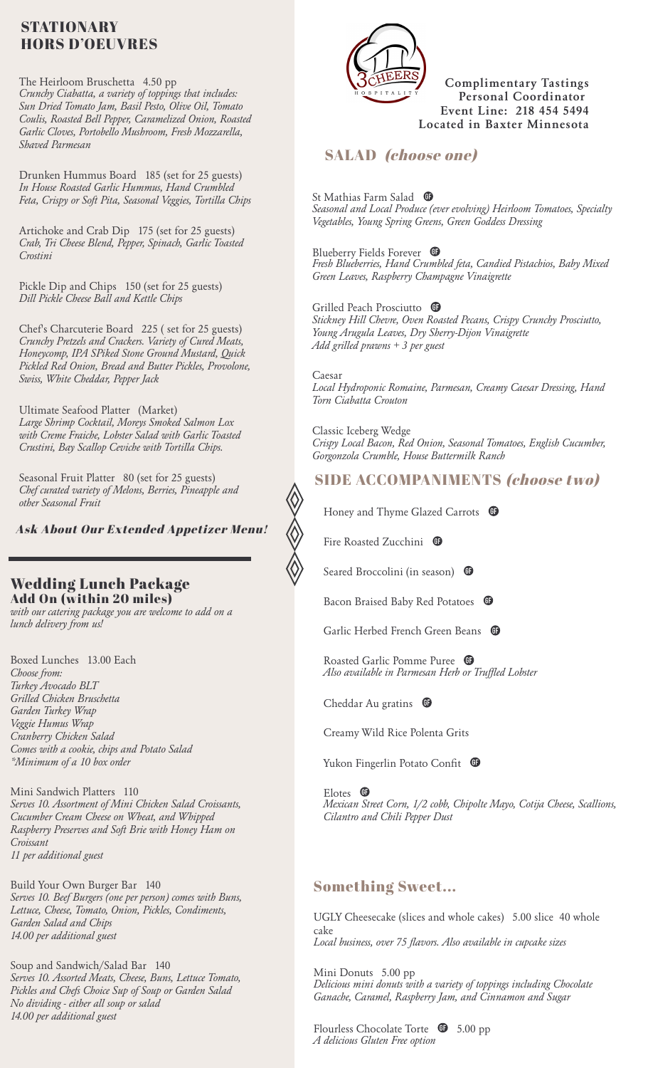## STATIONARY HORS D'OEUVRES

The Heirloom Bruschetta 4.50 pp
*Crunchy Ciabatta, a variety of toppings that includes: Sun Dried Tomato Jam, Basil Pesto, Olive Oil, Tomato Coulis, Roasted Bell Pepper, Caramelized Onion, Roasted Garlic Cloves, Portobello Mushroom, Fresh Mozzarella, Shaved Parmesan*

Drunken Hummus Board 185 (set for 25 guests)
*In House Roasted Garlic Hummus, Hand Crumbled Feta, Crispy or Soft Pita, Seasonal Veggies, Tortilla Chips*

Artichoke and Crab Dip 175 (set for 25 guests)
*Crab, Tri Cheese Blend, Pepper, Spinach, Garlic Toasted Crostini*

Pickle Dip and Chips 150 (set for 25 guests)
*Dill Pickle Cheese Ball and Kettle Chips*

Chef's Charcuterie Board 225 ( set for 25 guests)
*Crunchy Pretzels and Crackers. Variety of Cured Meats, Honeycomp, IPA SPiked Stone Ground Mustard, Quick Pickled Red Onion, Bread and Butter Pickles, Provolone, Swiss, White Cheddar, Pepper Jack*

Ultimate Seafood Platter (Market)
*Large Shrimp Cocktail, Moreys Smoked Salmon Lox with Creme Fraiche, Lobster Salad with Garlic Toasted Crustini, Bay Scallop Ceviche with Tortilla Chips.*

Seasonal Fruit Platter 80 (set for 25 guests)
*Chef curated variety of Melons, Berries, Pineapple and other Seasonal Fruit*

***Ask About Our Extended Appetizer Menu!***

## Wedding Lunch Package
### Add On (within 20 miles)
*with our catering package you are welcome to add on a lunch delivery from us!*

Boxed Lunches 13.00 Each
*Choose from:*
*Turkey Avocado BLT*
*Grilled Chicken Bruschetta*
*Garden Turkey Wrap*
*Veggie Humus Wrap*
*Cranberry Chicken Salad*
*Comes with a cookie, chips and Potato Salad*
*\*Minimum of a 10 box order*

Mini Sandwich Platters 110
*Serves 10. Assortment of Mini Chicken Salad Croissants, Cucumber Cream Cheese on Wheat, and Whipped Raspberry Preserves and Soft Brie with Honey Ham on Croissant*
*11 per additional guest*

Build Your Own Burger Bar 140
*Serves 10. Beef Burgers (one per person) comes with Buns, Lettuce, Cheese, Tomato, Onion, Pickles, Condiments, Garden Salad and Chips*
*14.00 per additional guest*

Soup and Sandwich/Salad Bar 140
*Serves 10. Assorted Meats, Cheese, Buns, Lettuce Tomato, Pickles and Chefs Choice Sup of Soup or Garden Salad*
*No dividing - either all soup or salad*
*14.00 per additional guest*

3 CHEERS HOSPITALITY

**Complimentary Tastings**
**Personal Coordinator**
**Event Line: 218 454 5494**
**Located in Baxter Minnesota**

## SALAD *(choose one)*

St Mathias Farm Salad (GF)
*Seasonal and Local Produce (ever evolving) Heirloom Tomatoes, Specialty Vegetables, Young Spring Greens, Green Goddess Dressing*

Blueberry Fields Forever (GF)
*Fresh Blueberries, Hand Crumbled feta, Candied Pistachios, Baby Mixed Green Leaves, Raspberry Champagne Vinaigrette*

Grilled Peach Prosciutto (GF)
*Stickney Hill Chevre, Oven Roasted Pecans, Crispy Crunchy Prosciutto, Young Arugula Leaves, Dry Sherry-Dijon Vinaigrette*
*Add grilled prawns + 3 per guest*

Caesar
*Local Hydroponic Romaine, Parmesan, Creamy Caesar Dressing, Hand Torn Ciabatta Crouton*

Classic Iceberg Wedge
*Crispy Local Bacon, Red Onion, Seasonal Tomatoes, English Cucumber, Gorgonzola Crumble, House Buttermilk Ranch*

## SIDE ACCOMPANIMENTS *(choose two)*

Honey and Thyme Glazed Carrots (GF)

Fire Roasted Zucchini (GF)

Seared Broccolini (in season) (GF)

Bacon Braised Baby Red Potatoes (GF)

Garlic Herbed French Green Beans (GF)

Roasted Garlic Pomme Puree (GF)
*Also available in Parmesan Herb or Truffled Lobster*

Cheddar Au gratins (GF)

Creamy Wild Rice Polenta Grits

Yukon Fingerlin Potato Confit (GF)

Elotes (GF)
*Mexican Street Corn, 1/2 cobb, Chipolte Mayo, Cotija Cheese, Scallions, Cilantro and Chili Pepper Dust*

## Something Sweet...

UGLY Cheesecake (slices and whole cakes) 5.00 slice 40 whole cake
*Local business, over 75 flavors. Also available in cupcake sizes*

Mini Donuts 5.00 pp
*Delicious mini donuts with a variety of toppings including Chocolate Ganache, Caramel, Raspberry Jam, and Cinnamon and Sugar*

Flourless Chocolate Torte (GF) 5.00 pp
*A delicious Gluten Free option*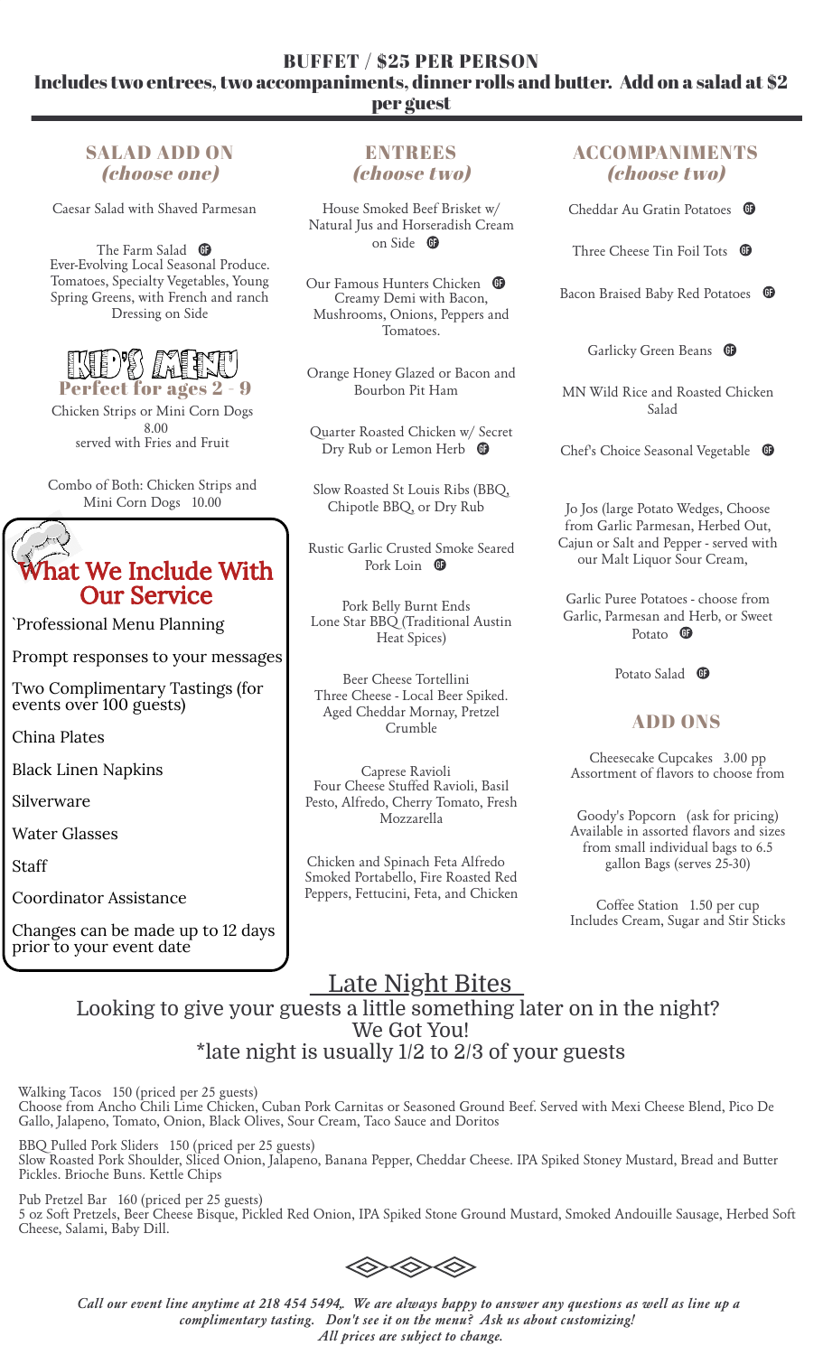## BUFFET / $25 PER PERSON

**Includes two entrees, two accompaniments, dinner rolls and butter. Add on a salad at $2 per guest**

### SALAD ADD ON
*(choose one)*

Caesar Salad with Shaved Parmesan

The Farm Salad GF
Ever-Evolving Local Seasonal Produce. Tomatoes, Specialty Vegetables, Young Spring Greens, with French and ranch Dressing on Side

### KID'S MENU
**Perfect for ages 2 - 9**

Chicken Strips or Mini Corn Dogs 8.00
served with Fries and Fruit

Combo of Both: Chicken Strips and Mini Corn Dogs 10.00

### What We Include With Our Service

`Professional Menu Planning

Prompt responses to your messages

Two Complimentary Tastings (for events over 100 guests)

China Plates

Black Linen Napkins

Silverware

Water Glasses

Staff

Coordinator Assistance

Changes can be made up to 12 days prior to your event date

### ENTREES
*(choose two)*

House Smoked Beef Brisket w/ Natural Jus and Horseradish Cream on Side GF

Our Famous Hunters Chicken GF
Creamy Demi with Bacon, Mushrooms, Onions, Peppers and Tomatoes.

Orange Honey Glazed or Bacon and Bourbon Pit Ham

Quarter Roasted Chicken w/ Secret Dry Rub or Lemon Herb GF

Slow Roasted St Louis Ribs (BBQ, Chipotle BBQ, or Dry Rub

Rustic Garlic Crusted Smoke Seared Pork Loin GF

Pork Belly Burnt Ends
Lone Star BBQ (Traditional Austin Heat Spices)

Beer Cheese Tortellini
Three Cheese - Local Beer Spiked. Aged Cheddar Mornay, Pretzel Crumble

Caprese Ravioli
Four Cheese Stuffed Ravioli, Basil Pesto, Alfredo, Cherry Tomato, Fresh Mozzarella

Chicken and Spinach Feta Alfredo
Smoked Portabello, Fire Roasted Red Peppers, Fettucini, Feta, and Chicken

### ACCOMPANIMENTS
*(choose two)*

Cheddar Au Gratin Potatoes GF

Three Cheese Tin Foil Tots GF

Bacon Braised Baby Red Potatoes GF

Garlicky Green Beans GF

MN Wild Rice and Roasted Chicken Salad

Chef's Choice Seasonal Vegetable GF

Jo Jos (large Potato Wedges, Choose from Garlic Parmesan, Herbed Out, Cajun or Salt and Pepper - served with our Malt Liquor Sour Cream,

Garlic Puree Potatoes - choose from Garlic, Parmesan and Herb, or Sweet Potato GF

Potato Salad GF

### ADD ONS

Cheesecake Cupcakes 3.00 pp
Assortment of flavors to choose from

Goody's Popcorn (ask for pricing)
Available in assorted flavors and sizes from small individual bags to 6.5 gallon Bags (serves 25-30)

Coffee Station 1.50 per cup
Includes Cream, Sugar and Stir Sticks

## Late Night Bites

Looking to give your guests a little something later on in the night?
We Got You!
*late night is usually 1/2 to 2/3 of your guests

Walking Tacos 150 (priced per 25 guests)
Choose from Ancho Chili Lime Chicken, Cuban Pork Carnitas or Seasoned Ground Beef. Served with Mexi Cheese Blend, Pico De Gallo, Jalapeno, Tomato, Onion, Black Olives, Sour Cream, Taco Sauce and Doritos

BBQ Pulled Pork Sliders 150 (priced per 25 guests)
Slow Roasted Pork Shoulder, Sliced Onion, Jalapeno, Banana Pepper, Cheddar Cheese. IPA Spiked Stoney Mustard, Bread and Butter Pickles. Brioche Buns. Kettle Chips

Pub Pretzel Bar 160 (priced per 25 guests)
5 oz Soft Pretzels, Beer Cheese Bisque, Pickled Red Onion, IPA Spiked Stone Ground Mustard, Smoked Andouille Sausage, Herbed Soft Cheese, Salami, Baby Dill.

***Call our event line anytime at 218 454 5494,. We are always happy to answer any questions as well as line up a complimentary tasting. Don't see it on the menu? Ask us about customizing! All prices are subject to change.***